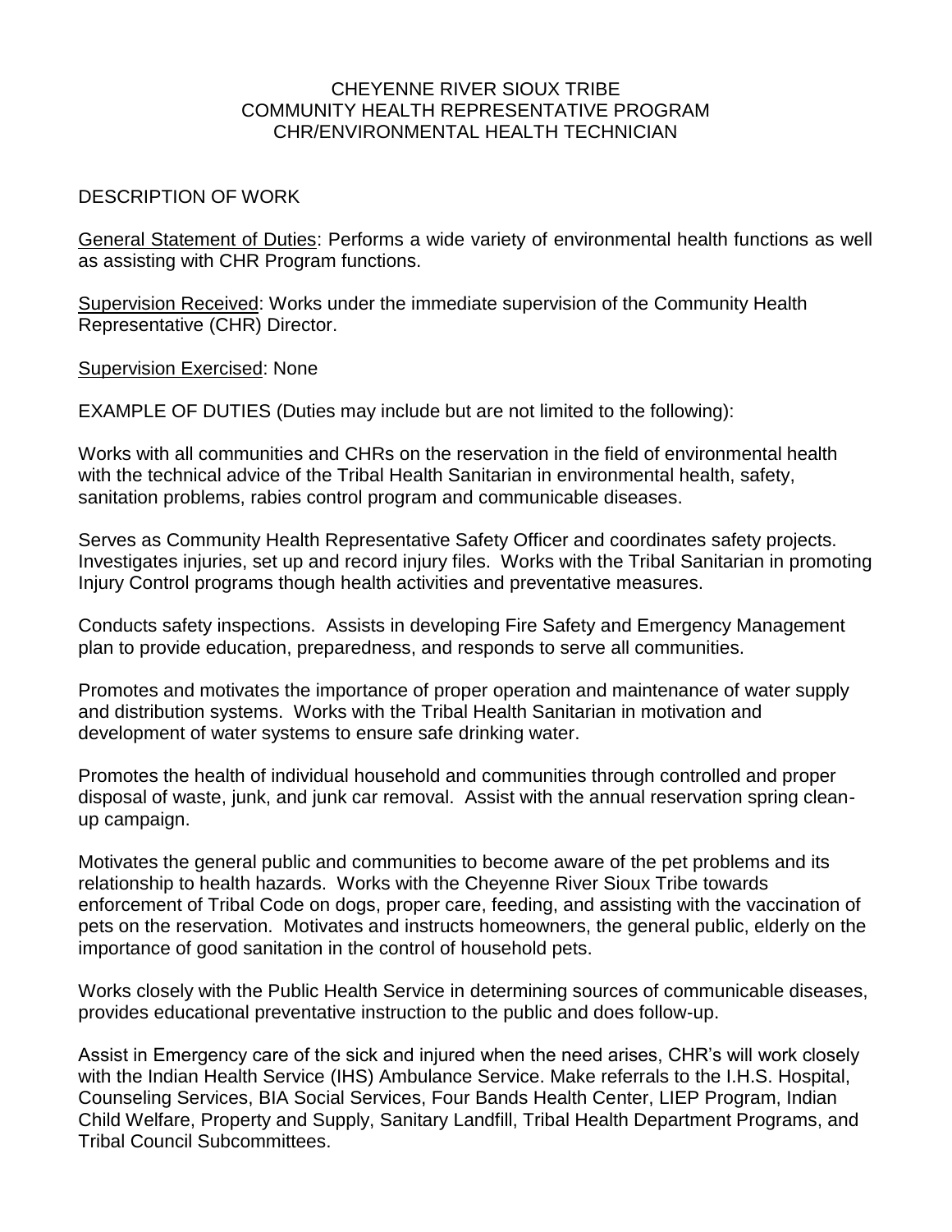# CHEYENNE RIVER SIOUX TRIBE
## COMMUNITY HEALTH REPRESENTATIVE PROGRAM
## CHR/ENVIRONMENTAL HEALTH TECHNICIAN

DESCRIPTION OF WORK

<u>General Statement of Duties</u>: Performs a wide variety of environmental health functions as well as assisting with CHR Program functions.

<u>Supervision Received</u>: Works under the immediate supervision of the Community Health Representative (CHR) Director.

<u>Supervision Exercised</u>: None

EXAMPLE OF DUTIES (Duties may include but are not limited to the following):

Works with all communities and CHRs on the reservation in the field of environmental health with the technical advice of the Tribal Health Sanitarian in environmental health, safety, sanitation problems, rabies control program and communicable diseases.

Serves as Community Health Representative Safety Officer and coordinates safety projects. Investigates injuries, set up and record injury files. Works with the Tribal Sanitarian in promoting Injury Control programs though health activities and preventative measures.

Conducts safety inspections. Assists in developing Fire Safety and Emergency Management plan to provide education, preparedness, and responds to serve all communities.

Promotes and motivates the importance of proper operation and maintenance of water supply and distribution systems. Works with the Tribal Health Sanitarian in motivation and development of water systems to ensure safe drinking water.

Promotes the health of individual household and communities through controlled and proper disposal of waste, junk, and junk car removal. Assist with the annual reservation spring clean-up campaign.

Motivates the general public and communities to become aware of the pet problems and its relationship to health hazards. Works with the Cheyenne River Sioux Tribe towards enforcement of Tribal Code on dogs, proper care, feeding, and assisting with the vaccination of pets on the reservation. Motivates and instructs homeowners, the general public, elderly on the importance of good sanitation in the control of household pets.

Works closely with the Public Health Service in determining sources of communicable diseases, provides educational preventative instruction to the public and does follow-up.

Assist in Emergency care of the sick and injured when the need arises, CHR's will work closely with the Indian Health Service (IHS) Ambulance Service. Make referrals to the I.H.S. Hospital, Counseling Services, BIA Social Services, Four Bands Health Center, LIEP Program, Indian Child Welfare, Property and Supply, Sanitary Landfill, Tribal Health Department Programs, and Tribal Council Subcommittees.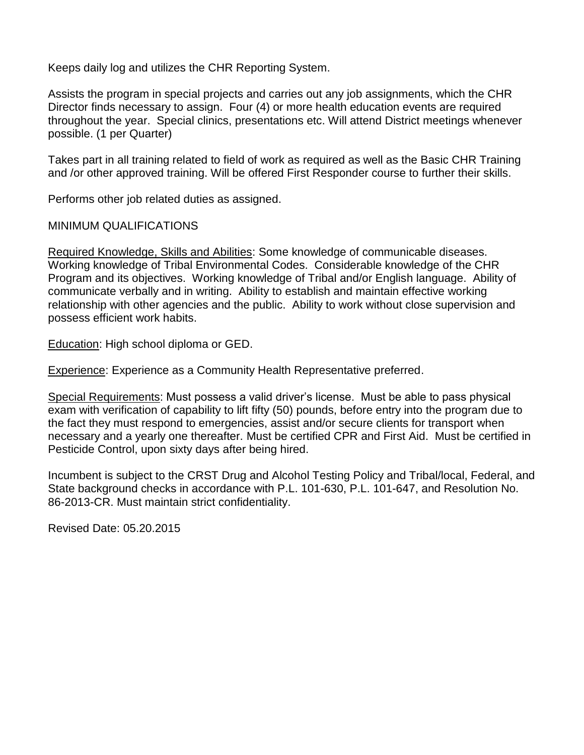Keeps daily log and utilizes the CHR Reporting System.

Assists the program in special projects and carries out any job assignments, which the CHR Director finds necessary to assign. Four (4) or more health education events are required throughout the year. Special clinics, presentations etc. Will attend District meetings whenever possible. (1 per Quarter)

Takes part in all training related to field of work as required as well as the Basic CHR Training and /or other approved training. Will be offered First Responder course to further their skills.

Performs other job related duties as assigned.

MINIMUM QUALIFICATIONS

Required Knowledge, Skills and Abilities: Some knowledge of communicable diseases. Working knowledge of Tribal Environmental Codes. Considerable knowledge of the CHR Program and its objectives. Working knowledge of Tribal and/or English language. Ability of communicate verbally and in writing. Ability to establish and maintain effective working relationship with other agencies and the public. Ability to work without close supervision and possess efficient work habits.

Education: High school diploma or GED.

Experience: Experience as a Community Health Representative preferred.

Special Requirements: Must possess a valid driver's license. Must be able to pass physical exam with verification of capability to lift fifty (50) pounds, before entry into the program due to the fact they must respond to emergencies, assist and/or secure clients for transport when necessary and a yearly one thereafter. Must be certified CPR and First Aid. Must be certified in Pesticide Control, upon sixty days after being hired.

Incumbent is subject to the CRST Drug and Alcohol Testing Policy and Tribal/local, Federal, and State background checks in accordance with P.L. 101-630, P.L. 101-647, and Resolution No. 86-2013-CR. Must maintain strict confidentiality.

Revised Date: 05.20.2015